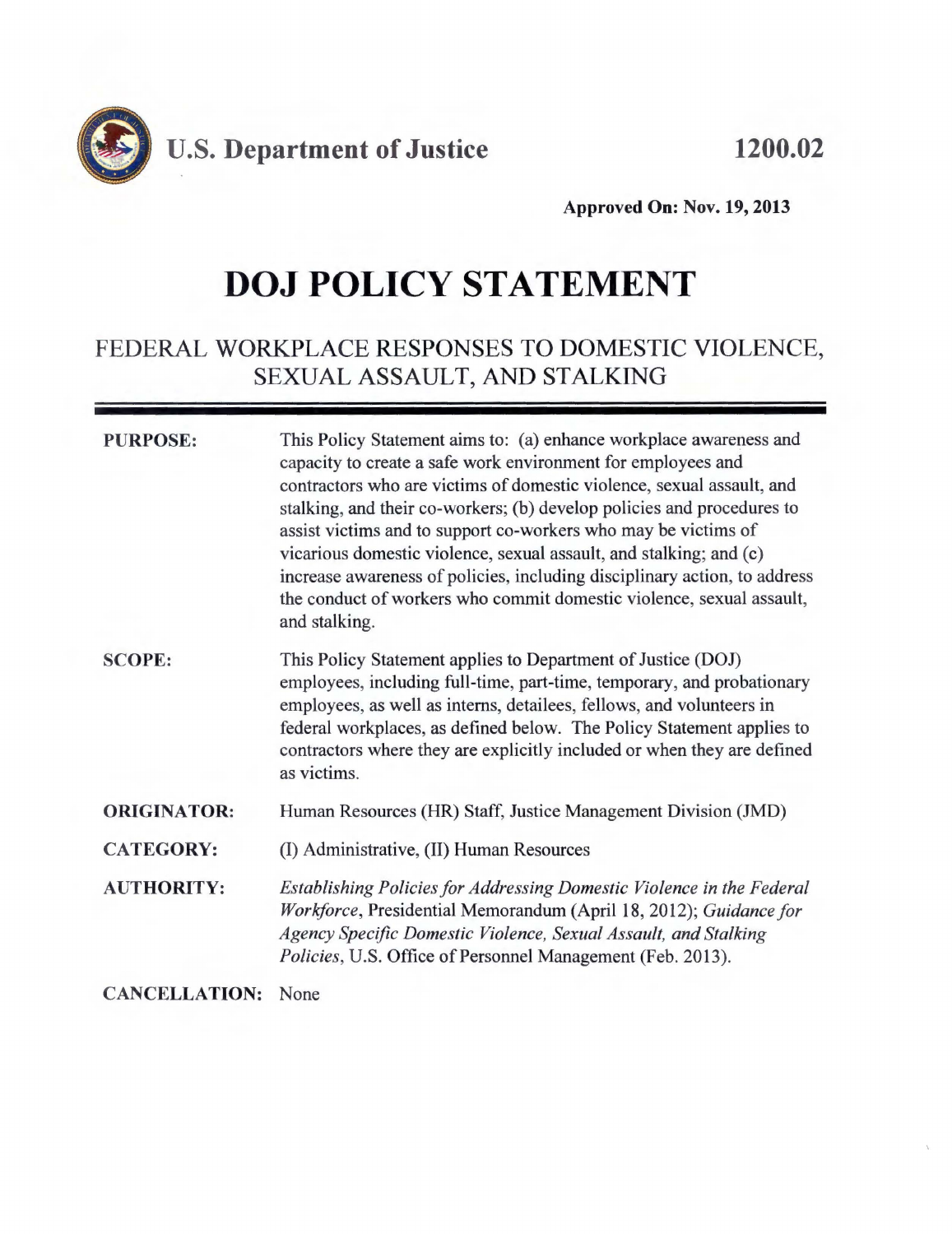**U.S. Department of Justice** **1200.02**

**Approved On: Nov. 19, 2013**

# DOJ POLICY STATEMENT

## FEDERAL WORKPLACE RESPONSES TO DOMESTIC VIOLENCE, SEXUAL ASSAULT, AND STALKING

**PURPOSE:** This Policy Statement aims to: (a) enhance workplace awareness and capacity to create a safe work environment for employees and contractors who are victims of domestic violence, sexual assault, and stalking, and their co-workers; (b) develop policies and procedures to assist victims and to support co-workers who may be victims of vicarious domestic violence, sexual assault, and stalking; and (c) increase awareness of policies, including disciplinary action, to address the conduct of workers who commit domestic violence, sexual assault, and stalking.

**SCOPE:** This Policy Statement applies to Department of Justice (DOJ) employees, including full-time, part-time, temporary, and probationary employees, as well as interns, detailees, fellows, and volunteers in federal workplaces, as defined below. The Policy Statement applies to contractors where they are explicitly included or when they are defined as victims.

**ORIGINATOR:** Human Resources (HR) Staff, Justice Management Division (JMD)

**CATEGORY:** (I) Administrative, (II) Human Resources

**AUTHORITY:** *Establishing Policies for Addressing Domestic Violence in the Federal Workforce*, Presidential Memorandum (April 18, 2012); *Guidance for Agency Specific Domestic Violence, Sexual Assault, and Stalking Policies*, U.S. Office of Personnel Management (Feb. 2013).

**CANCELLATION:** None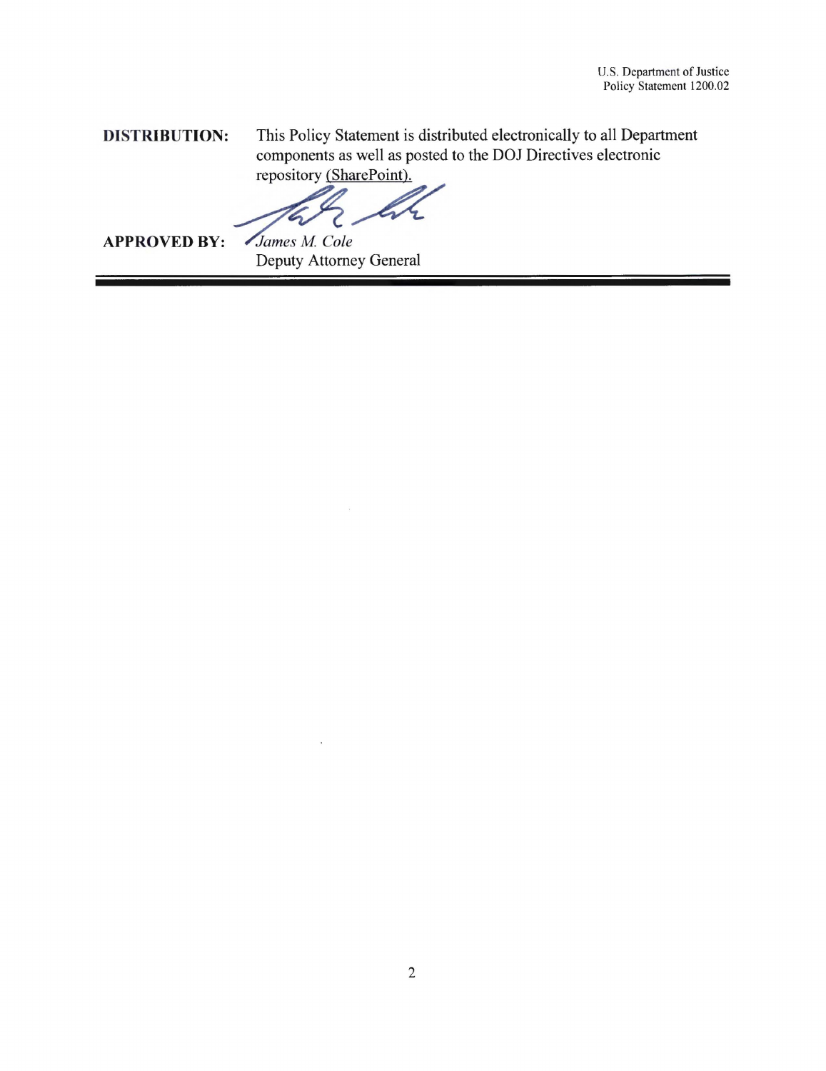**DISTRIBUTION:** This Policy Statement is distributed electronically to all Department components as well as posted to the DOJ Directives electronic repository (SharePoint).

**APPROVED BY:** *James M. Cole*
Deputy Attorney General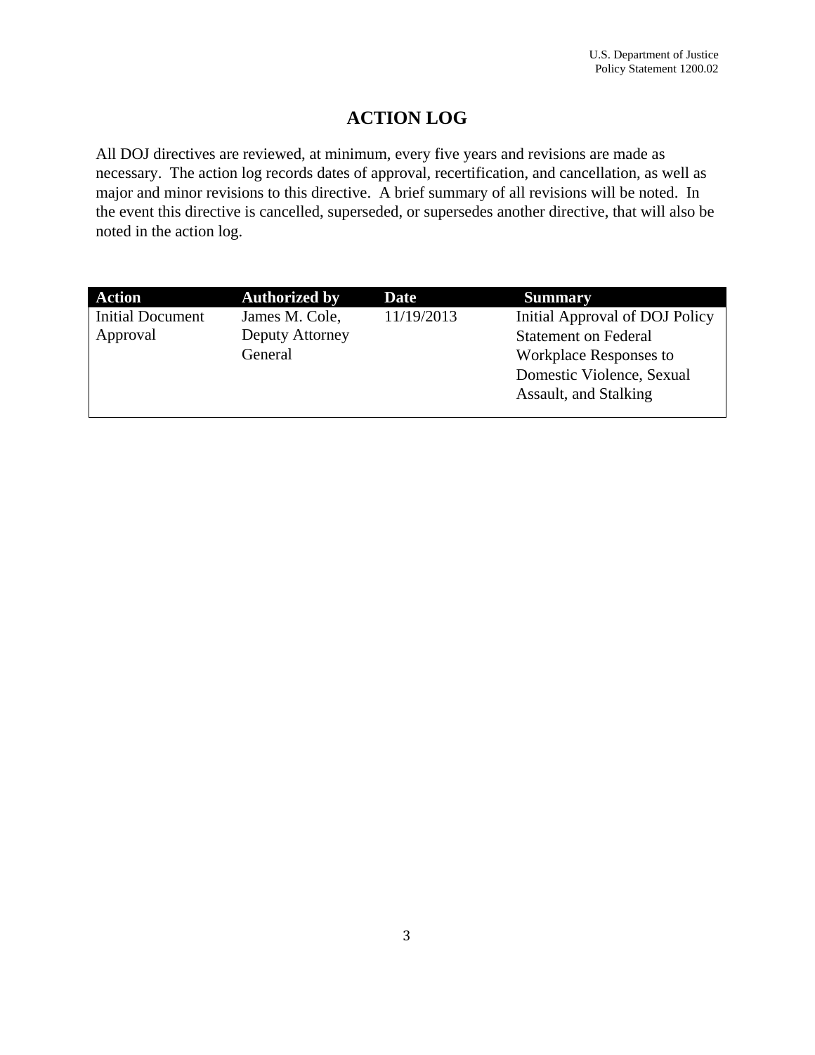# ACTION LOG

All DOJ directives are reviewed, at minimum, every five years and revisions are made as necessary. The action log records dates of approval, recertification, and cancellation, as well as major and minor revisions to this directive. A brief summary of all revisions will be noted. In the event this directive is cancelled, superseded, or supersedes another directive, that will also be noted in the action log.

| Action | Authorized by | Date | Summary |
|---|---|---|---|
| Initial Document Approval | James M. Cole, Deputy Attorney General | 11/19/2013 | Initial Approval of DOJ Policy Statement on Federal Workplace Responses to Domestic Violence, Sexual Assault, and Stalking |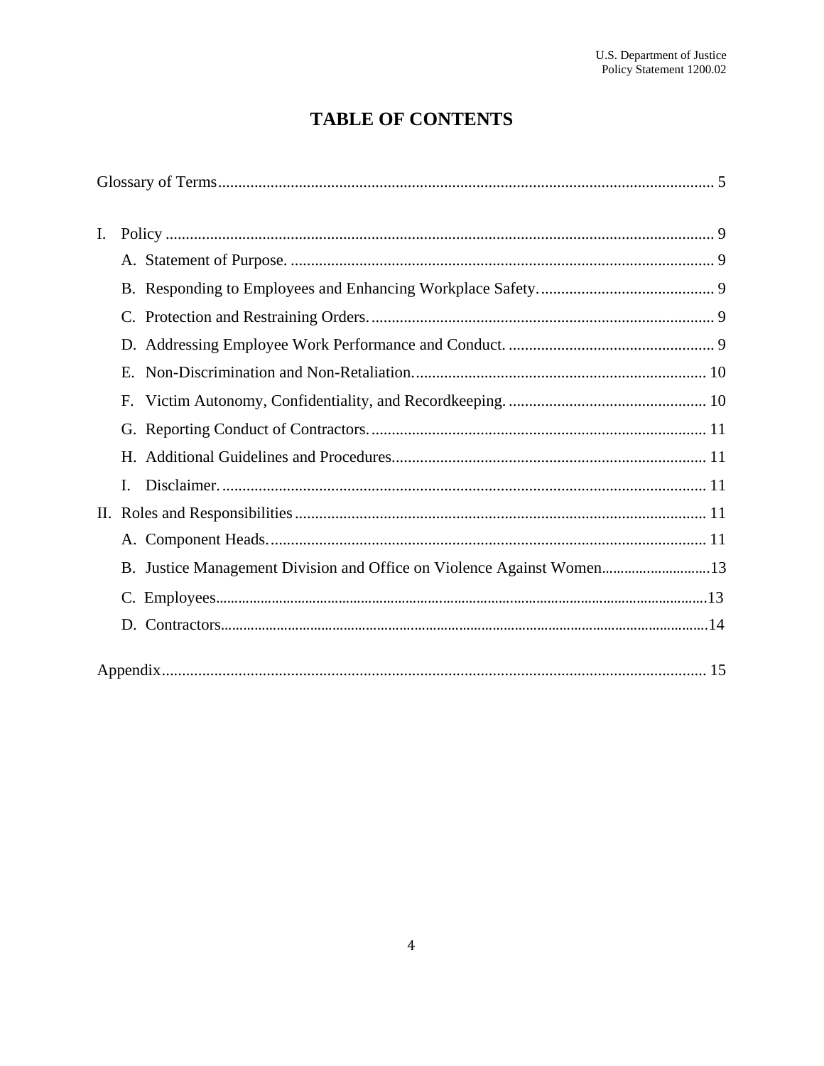# TABLE OF CONTENTS

Glossary of Terms ........................................................ 5

I. Policy ........................................................ 9

- A. Statement of Purpose. ........................................................ 9
- B. Responding to Employees and Enhancing Workplace Safety. ........................................................ 9
- C. Protection and Restraining Orders. ........................................................ 9
- D. Addressing Employee Work Performance and Conduct. ........................................................ 9
- E. Non-Discrimination and Non-Retaliation. ........................................................ 10
- F. Victim Autonomy, Confidentiality, and Recordkeeping. ........................................................ 10
- G. Reporting Conduct of Contractors. ........................................................ 11
- H. Additional Guidelines and Procedures ........................................................ 11
- I. Disclaimer. ........................................................ 11

II. Roles and Responsibilities ........................................................ 11

- A. Component Heads. ........................................................ 11
- B. Justice Management Division and Office on Violence Against Women ........................................................ 13
- C. Employees ........................................................ 13
- D. Contractors ........................................................ 14

Appendix ........................................................ 15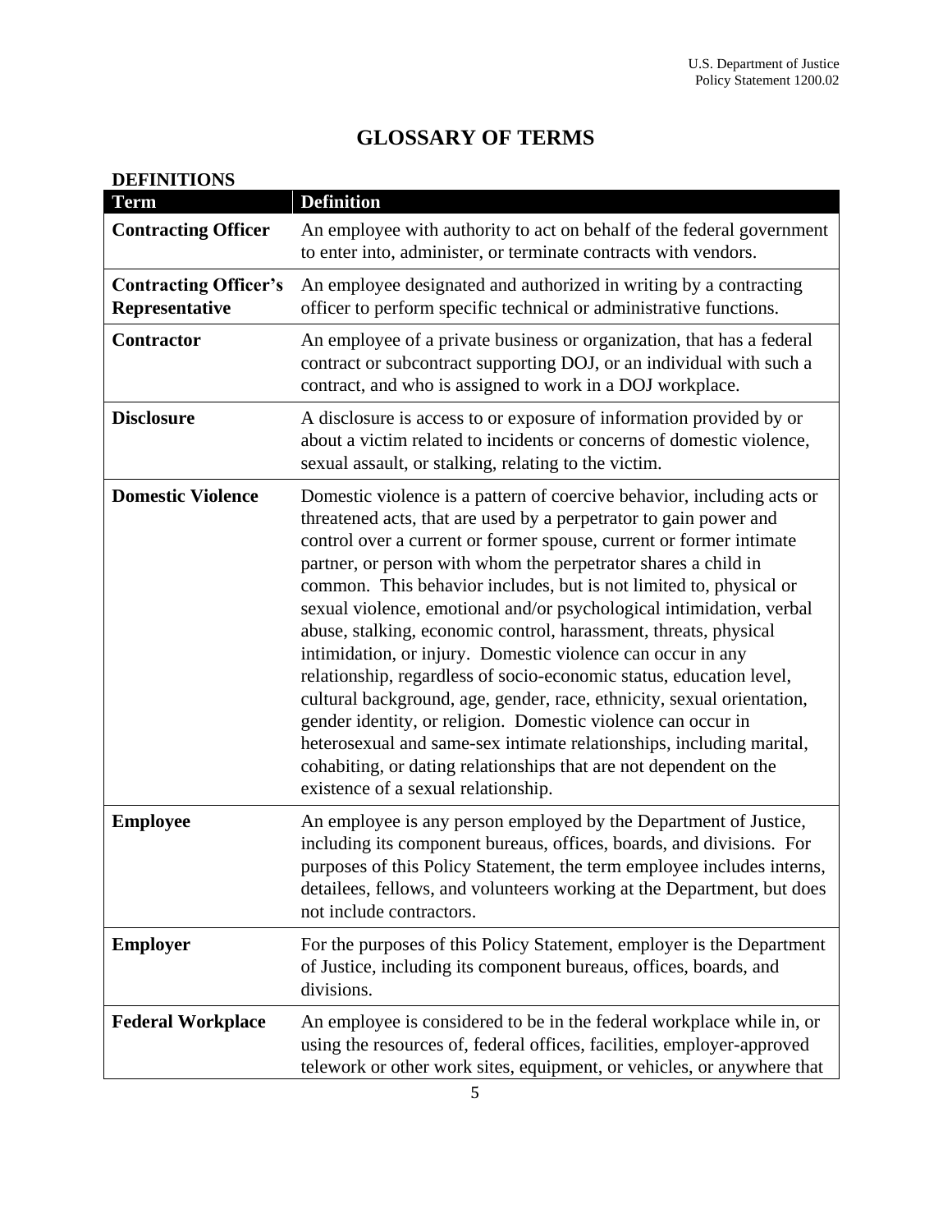# GLOSSARY OF TERMS

**DEFINITIONS**

| Term | Definition |
|---|---|
| **Contracting Officer** | An employee with authority to act on behalf of the federal government to enter into, administer, or terminate contracts with vendors. |
| **Contracting Officer's Representative** | An employee designated and authorized in writing by a contracting officer to perform specific technical or administrative functions. |
| **Contractor** | An employee of a private business or organization, that has a federal contract or subcontract supporting DOJ, or an individual with such a contract, and who is assigned to work in a DOJ workplace. |
| **Disclosure** | A disclosure is access to or exposure of information provided by or about a victim related to incidents or concerns of domestic violence, sexual assault, or stalking, relating to the victim. |
| **Domestic Violence** | Domestic violence is a pattern of coercive behavior, including acts or threatened acts, that are used by a perpetrator to gain power and control over a current or former spouse, current or former intimate partner, or person with whom the perpetrator shares a child in common. This behavior includes, but is not limited to, physical or sexual violence, emotional and/or psychological intimidation, verbal abuse, stalking, economic control, harassment, threats, physical intimidation, or injury. Domestic violence can occur in any relationship, regardless of socio-economic status, education level, cultural background, age, gender, race, ethnicity, sexual orientation, gender identity, or religion. Domestic violence can occur in heterosexual and same-sex intimate relationships, including marital, cohabiting, or dating relationships that are not dependent on the existence of a sexual relationship. |
| **Employee** | An employee is any person employed by the Department of Justice, including its component bureaus, offices, boards, and divisions. For purposes of this Policy Statement, the term employee includes interns, detailees, fellows, and volunteers working at the Department, but does not include contractors. |
| **Employer** | For the purposes of this Policy Statement, employer is the Department of Justice, including its component bureaus, offices, boards, and divisions. |
| **Federal Workplace** | An employee is considered to be in the federal workplace while in, or using the resources of, federal offices, facilities, employer-approved telework or other work sites, equipment, or vehicles, or anywhere that |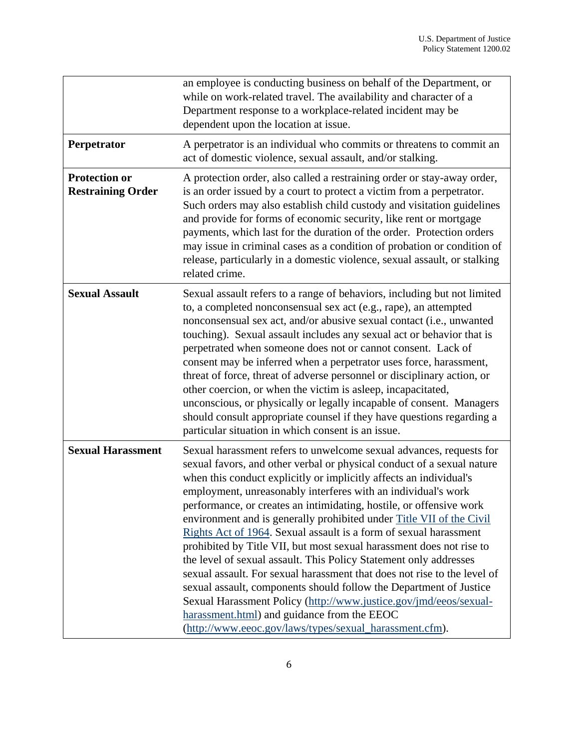| | |
|---|---|
| | an employee is conducting business on behalf of the Department, or while on work-related travel. The availability and character of a Department response to a workplace-related incident may be dependent upon the location at issue. |
| **Perpetrator** | A perpetrator is an individual who commits or threatens to commit an act of domestic violence, sexual assault, and/or stalking. |
| **Protection or Restraining Order** | A protection order, also called a restraining order or stay-away order, is an order issued by a court to protect a victim from a perpetrator. Such orders may also establish child custody and visitation guidelines and provide for forms of economic security, like rent or mortgage payments, which last for the duration of the order. Protection orders may issue in criminal cases as a condition of probation or condition of release, particularly in a domestic violence, sexual assault, or stalking related crime. |
| **Sexual Assault** | Sexual assault refers to a range of behaviors, including but not limited to, a completed nonconsensual sex act (e.g., rape), an attempted nonconsensual sex act, and/or abusive sexual contact (i.e., unwanted touching). Sexual assault includes any sexual act or behavior that is perpetrated when someone does not or cannot consent. Lack of consent may be inferred when a perpetrator uses force, harassment, threat of force, threat of adverse personnel or disciplinary action, or other coercion, or when the victim is asleep, incapacitated, unconscious, or physically or legally incapable of consent. Managers should consult appropriate counsel if they have questions regarding a particular situation in which consent is an issue. |
| **Sexual Harassment** | Sexual harassment refers to unwelcome sexual advances, requests for sexual favors, and other verbal or physical conduct of a sexual nature when this conduct explicitly or implicitly affects an individual's employment, unreasonably interferes with an individual's work performance, or creates an intimidating, hostile, or offensive work environment and is generally prohibited under Title VII of the Civil Rights Act of 1964. Sexual assault is a form of sexual harassment prohibited by Title VII, but most sexual harassment does not rise to the level of sexual assault. This Policy Statement only addresses sexual assault. For sexual harassment that does not rise to the level of sexual assault, components should follow the Department of Justice Sexual Harassment Policy (http://www.justice.gov/jmd/eeos/sexual-harassment.html) and guidance from the EEOC (http://www.eeoc.gov/laws/types/sexual_harassment.cfm). |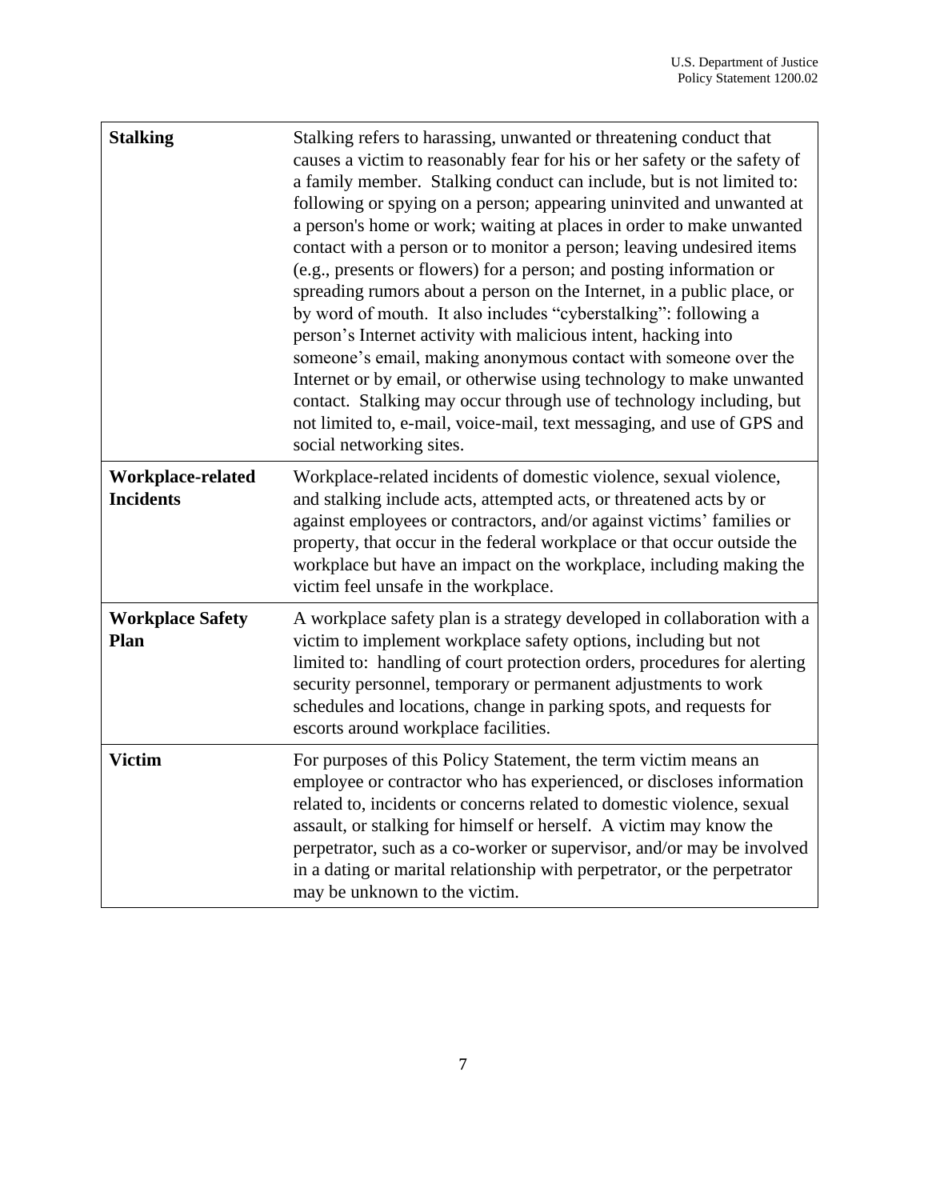| | |
|---|---|
| **Stalking** | Stalking refers to harassing, unwanted or threatening conduct that causes a victim to reasonably fear for his or her safety or the safety of a family member. Stalking conduct can include, but is not limited to: following or spying on a person; appearing uninvited and unwanted at a person's home or work; waiting at places in order to make unwanted contact with a person or to monitor a person; leaving undesired items (e.g., presents or flowers) for a person; and posting information or spreading rumors about a person on the Internet, in a public place, or by word of mouth. It also includes "cyberstalking": following a person's Internet activity with malicious intent, hacking into someone's email, making anonymous contact with someone over the Internet or by email, or otherwise using technology to make unwanted contact. Stalking may occur through use of technology including, but not limited to, e-mail, voice-mail, text messaging, and use of GPS and social networking sites. |
| **Workplace-related Incidents** | Workplace-related incidents of domestic violence, sexual violence, and stalking include acts, attempted acts, or threatened acts by or against employees or contractors, and/or against victims' families or property, that occur in the federal workplace or that occur outside the workplace but have an impact on the workplace, including making the victim feel unsafe in the workplace. |
| **Workplace Safety Plan** | A workplace safety plan is a strategy developed in collaboration with a victim to implement workplace safety options, including but not limited to: handling of court protection orders, procedures for alerting security personnel, temporary or permanent adjustments to work schedules and locations, change in parking spots, and requests for escorts around workplace facilities. |
| **Victim** | For purposes of this Policy Statement, the term victim means an employee or contractor who has experienced, or discloses information related to, incidents or concerns related to domestic violence, sexual assault, or stalking for himself or herself. A victim may know the perpetrator, such as a co-worker or supervisor, and/or may be involved in a dating or marital relationship with perpetrator, or the perpetrator may be unknown to the victim. |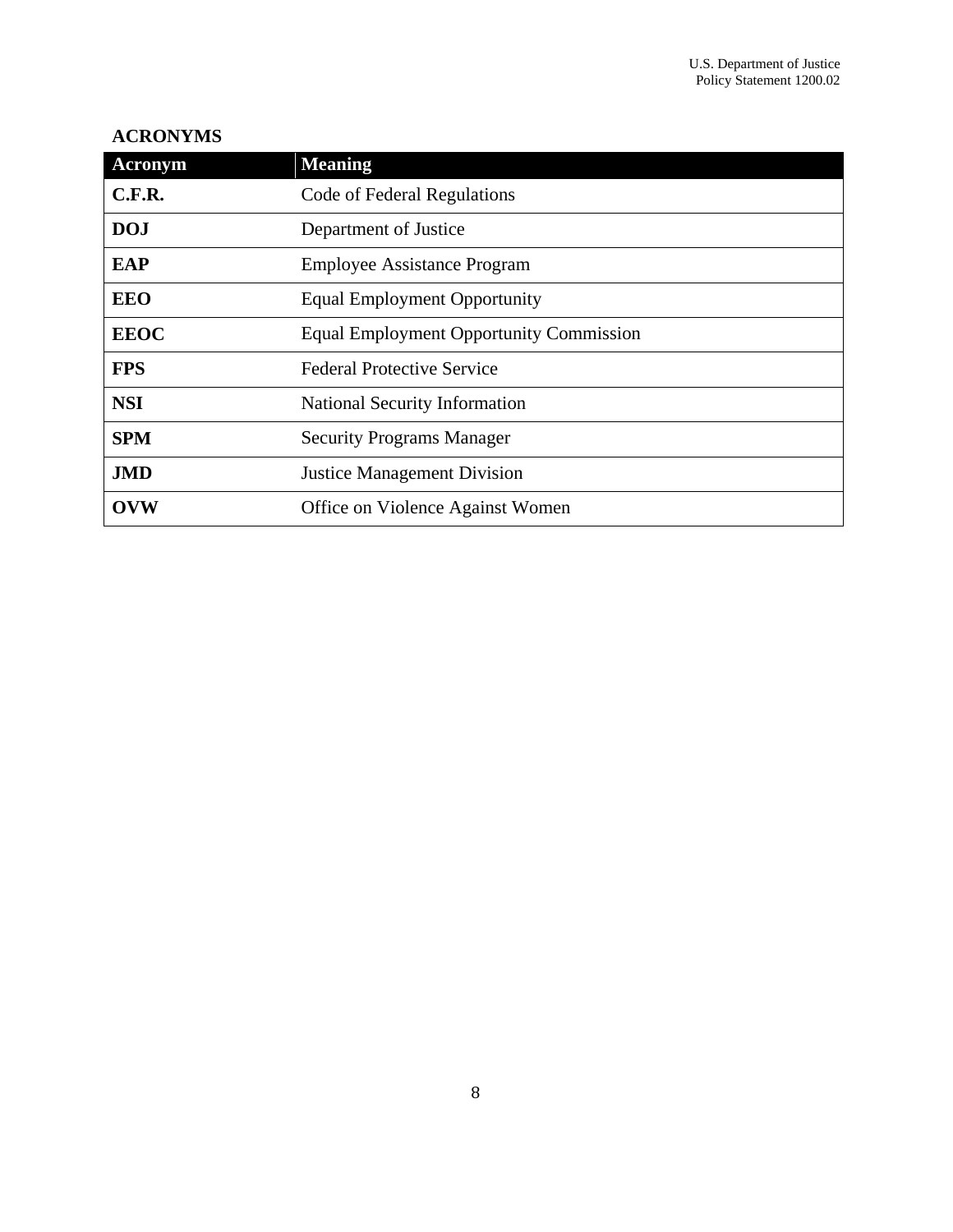## ACRONYMS

| Acronym | Meaning |
|---|---|
| **C.F.R.** | Code of Federal Regulations |
| **DOJ** | Department of Justice |
| **EAP** | Employee Assistance Program |
| **EEO** | Equal Employment Opportunity |
| **EEOC** | Equal Employment Opportunity Commission |
| **FPS** | Federal Protective Service |
| **NSI** | National Security Information |
| **SPM** | Security Programs Manager |
| **JMD** | Justice Management Division |
| **OVW** | Office on Violence Against Women |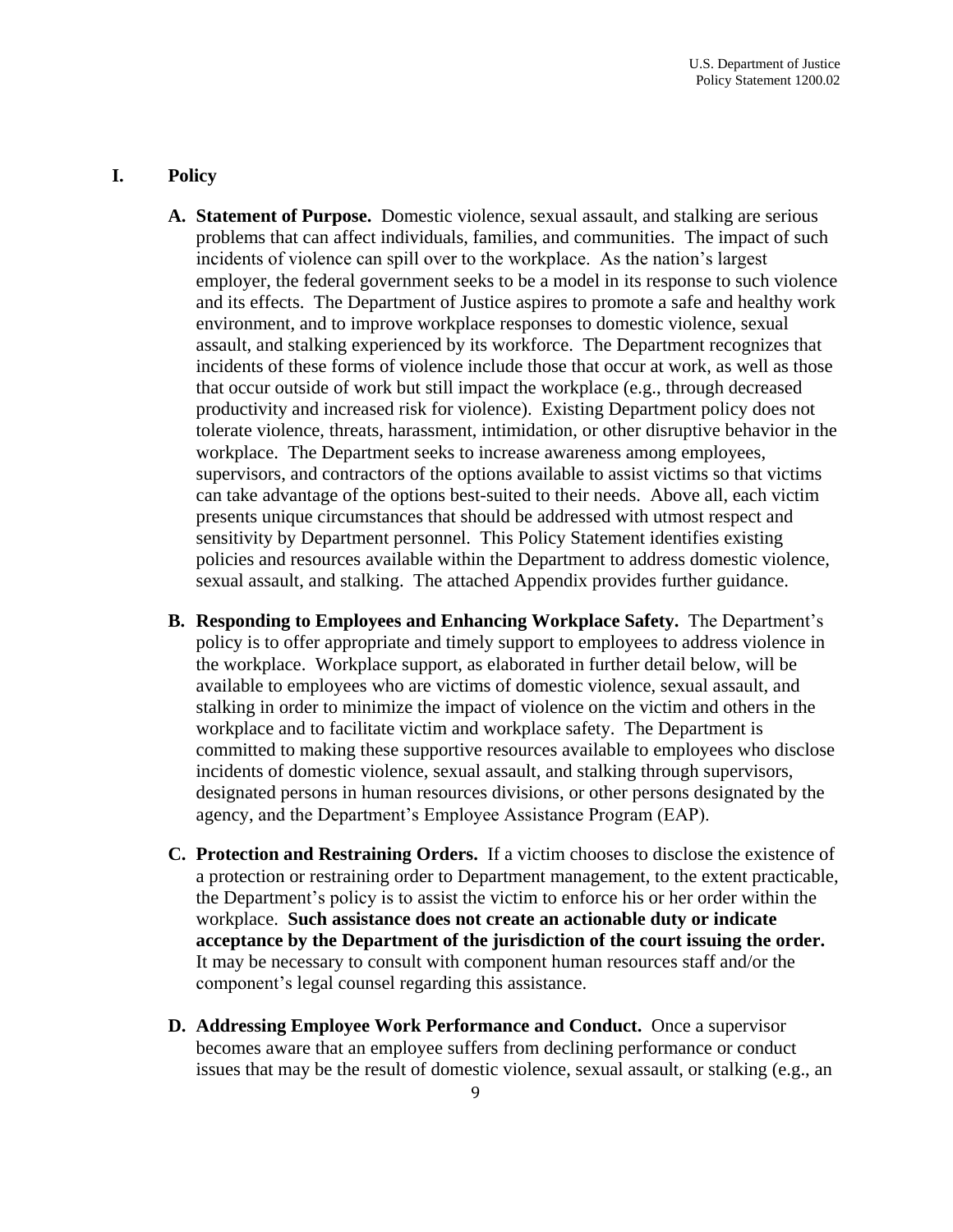## I. Policy

**A. Statement of Purpose.** Domestic violence, sexual assault, and stalking are serious problems that can affect individuals, families, and communities. The impact of such incidents of violence can spill over to the workplace. As the nation's largest employer, the federal government seeks to be a model in its response to such violence and its effects. The Department of Justice aspires to promote a safe and healthy work environment, and to improve workplace responses to domestic violence, sexual assault, and stalking experienced by its workforce. The Department recognizes that incidents of these forms of violence include those that occur at work, as well as those that occur outside of work but still impact the workplace (e.g., through decreased productivity and increased risk for violence). Existing Department policy does not tolerate violence, threats, harassment, intimidation, or other disruptive behavior in the workplace. The Department seeks to increase awareness among employees, supervisors, and contractors of the options available to assist victims so that victims can take advantage of the options best-suited to their needs. Above all, each victim presents unique circumstances that should be addressed with utmost respect and sensitivity by Department personnel. This Policy Statement identifies existing policies and resources available within the Department to address domestic violence, sexual assault, and stalking. The attached Appendix provides further guidance.

**B. Responding to Employees and Enhancing Workplace Safety.** The Department's policy is to offer appropriate and timely support to employees to address violence in the workplace. Workplace support, as elaborated in further detail below, will be available to employees who are victims of domestic violence, sexual assault, and stalking in order to minimize the impact of violence on the victim and others in the workplace and to facilitate victim and workplace safety. The Department is committed to making these supportive resources available to employees who disclose incidents of domestic violence, sexual assault, and stalking through supervisors, designated persons in human resources divisions, or other persons designated by the agency, and the Department's Employee Assistance Program (EAP).

**C. Protection and Restraining Orders.** If a victim chooses to disclose the existence of a protection or restraining order to Department management, to the extent practicable, the Department's policy is to assist the victim to enforce his or her order within the workplace. **Such assistance does not create an actionable duty or indicate acceptance by the Department of the jurisdiction of the court issuing the order.** It may be necessary to consult with component human resources staff and/or the component's legal counsel regarding this assistance.

**D. Addressing Employee Work Performance and Conduct.** Once a supervisor becomes aware that an employee suffers from declining performance or conduct issues that may be the result of domestic violence, sexual assault, or stalking (e.g., an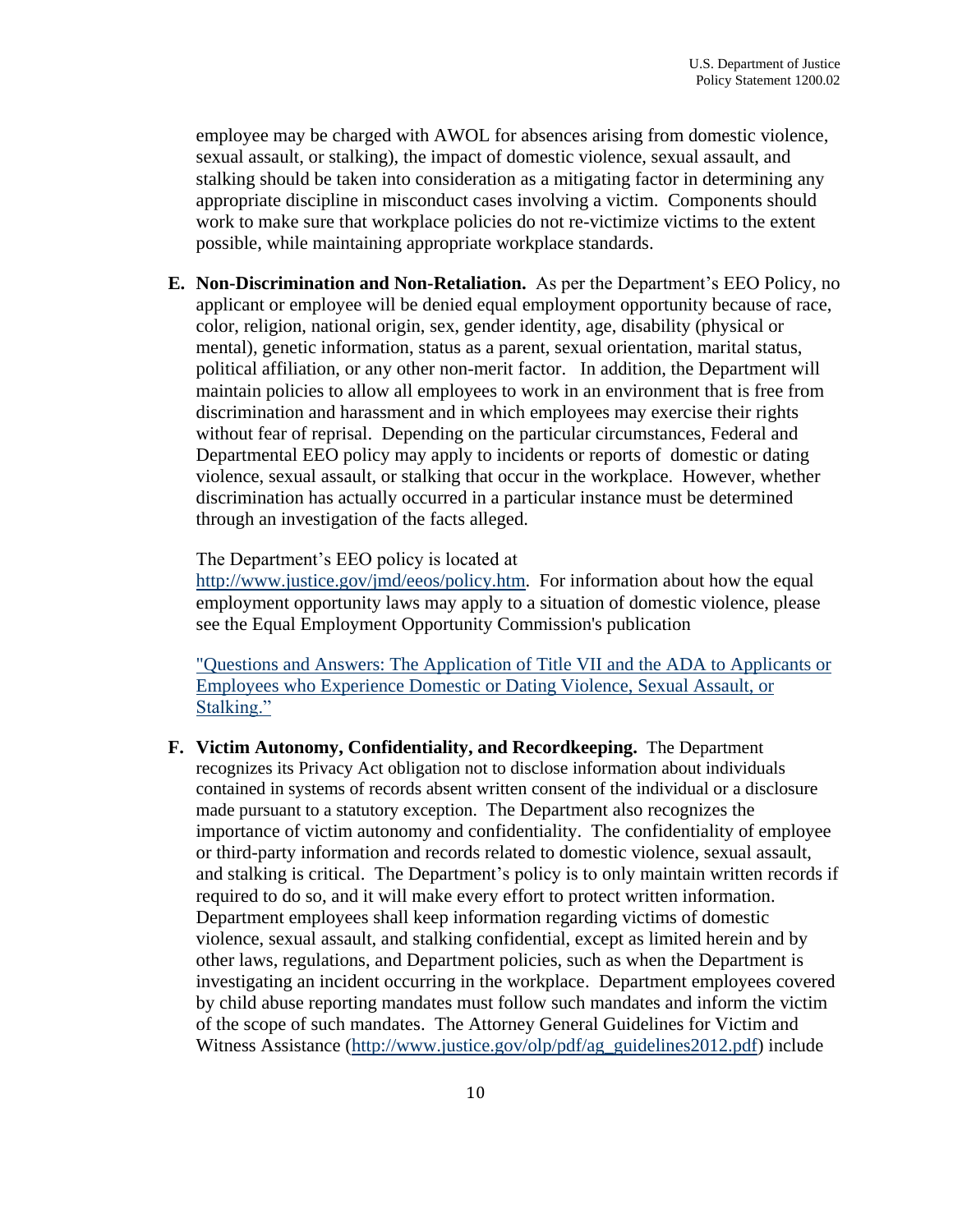employee may be charged with AWOL for absences arising from domestic violence, sexual assault, or stalking), the impact of domestic violence, sexual assault, and stalking should be taken into consideration as a mitigating factor in determining any appropriate discipline in misconduct cases involving a victim. Components should work to make sure that workplace policies do not re-victimize victims to the extent possible, while maintaining appropriate workplace standards.

**E. Non-Discrimination and Non-Retaliation.** As per the Department's EEO Policy, no applicant or employee will be denied equal employment opportunity because of race, color, religion, national origin, sex, gender identity, age, disability (physical or mental), genetic information, status as a parent, sexual orientation, marital status, political affiliation, or any other non-merit factor. In addition, the Department will maintain policies to allow all employees to work in an environment that is free from discrimination and harassment and in which employees may exercise their rights without fear of reprisal. Depending on the particular circumstances, Federal and Departmental EEO policy may apply to incidents or reports of domestic or dating violence, sexual assault, or stalking that occur in the workplace. However, whether discrimination has actually occurred in a particular instance must be determined through an investigation of the facts alleged.

The Department's EEO policy is located at [http://www.justice.gov/jmd/eeos/policy.htm](http://www.justice.gov/jmd/eeos/policy.htm). For information about how the equal employment opportunity laws may apply to a situation of domestic violence, please see the Equal Employment Opportunity Commission's publication

"Questions and Answers: The Application of Title VII and the ADA to Applicants or Employees who Experience Domestic or Dating Violence, Sexual Assault, or Stalking."

**F. Victim Autonomy, Confidentiality, and Recordkeeping.** The Department recognizes its Privacy Act obligation not to disclose information about individuals contained in systems of records absent written consent of the individual or a disclosure made pursuant to a statutory exception. The Department also recognizes the importance of victim autonomy and confidentiality. The confidentiality of employee or third-party information and records related to domestic violence, sexual assault, and stalking is critical. The Department's policy is to only maintain written records if required to do so, and it will make every effort to protect written information. Department employees shall keep information regarding victims of domestic violence, sexual assault, and stalking confidential, except as limited herein and by other laws, regulations, and Department policies, such as when the Department is investigating an incident occurring in the workplace. Department employees covered by child abuse reporting mandates must follow such mandates and inform the victim of the scope of such mandates. The Attorney General Guidelines for Victim and Witness Assistance ([http://www.justice.gov/olp/pdf/ag_guidelines2012.pdf](http://www.justice.gov/olp/pdf/ag_guidelines2012.pdf)) include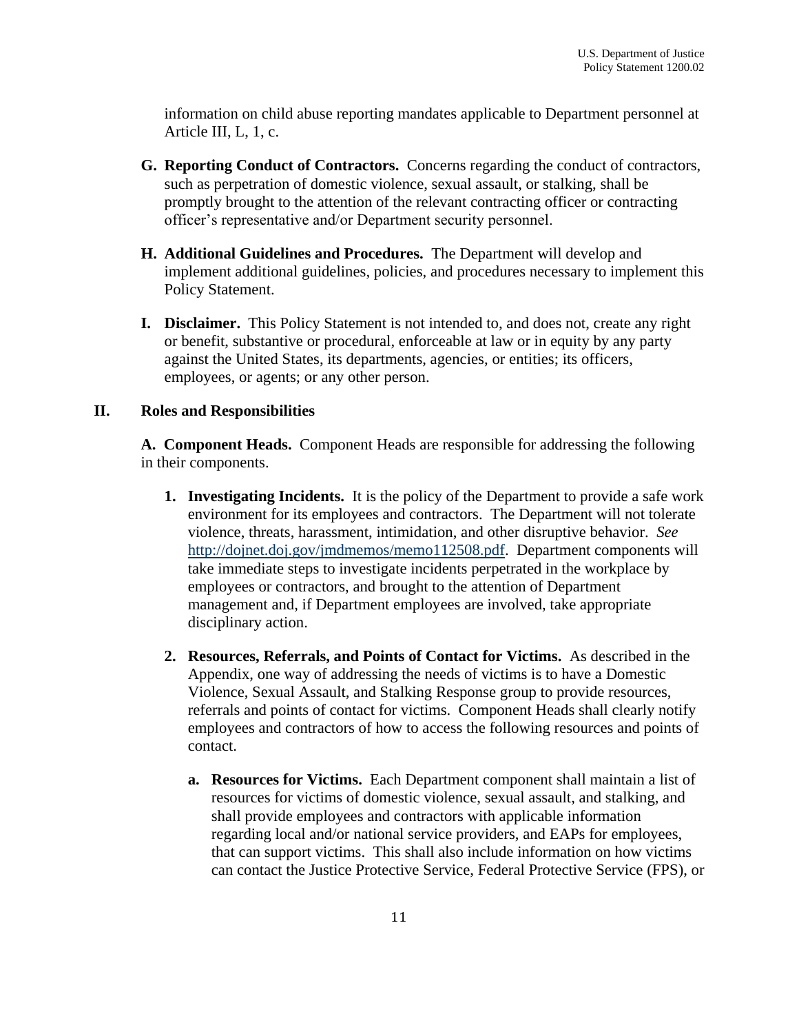information on child abuse reporting mandates applicable to Department personnel at Article III, L, 1, c.

**G. Reporting Conduct of Contractors.** Concerns regarding the conduct of contractors, such as perpetration of domestic violence, sexual assault, or stalking, shall be promptly brought to the attention of the relevant contracting officer or contracting officer's representative and/or Department security personnel.

**H. Additional Guidelines and Procedures.** The Department will develop and implement additional guidelines, policies, and procedures necessary to implement this Policy Statement.

**I. Disclaimer.** This Policy Statement is not intended to, and does not, create any right or benefit, substantive or procedural, enforceable at law or in equity by any party against the United States, its departments, agencies, or entities; its officers, employees, or agents; or any other person.

## II. Roles and Responsibilities

**A. Component Heads.** Component Heads are responsible for addressing the following in their components.

1. **Investigating Incidents.** It is the policy of the Department to provide a safe work environment for its employees and contractors. The Department will not tolerate violence, threats, harassment, intimidation, and other disruptive behavior. *See* [http://dojnet.doj.gov/jmdmemos/memo112508.pdf](http://dojnet.doj.gov/jmdmemos/memo112508.pdf). Department components will take immediate steps to investigate incidents perpetrated in the workplace by employees or contractors, and brought to the attention of Department management and, if Department employees are involved, take appropriate disciplinary action.

2. **Resources, Referrals, and Points of Contact for Victims.** As described in the Appendix, one way of addressing the needs of victims is to have a Domestic Violence, Sexual Assault, and Stalking Response group to provide resources, referrals and points of contact for victims. Component Heads shall clearly notify employees and contractors of how to access the following resources and points of contact.

   a. **Resources for Victims.** Each Department component shall maintain a list of resources for victims of domestic violence, sexual assault, and stalking, and shall provide employees and contractors with applicable information regarding local and/or national service providers, and EAPs for employees, that can support victims. This shall also include information on how victims can contact the Justice Protective Service, Federal Protective Service (FPS), or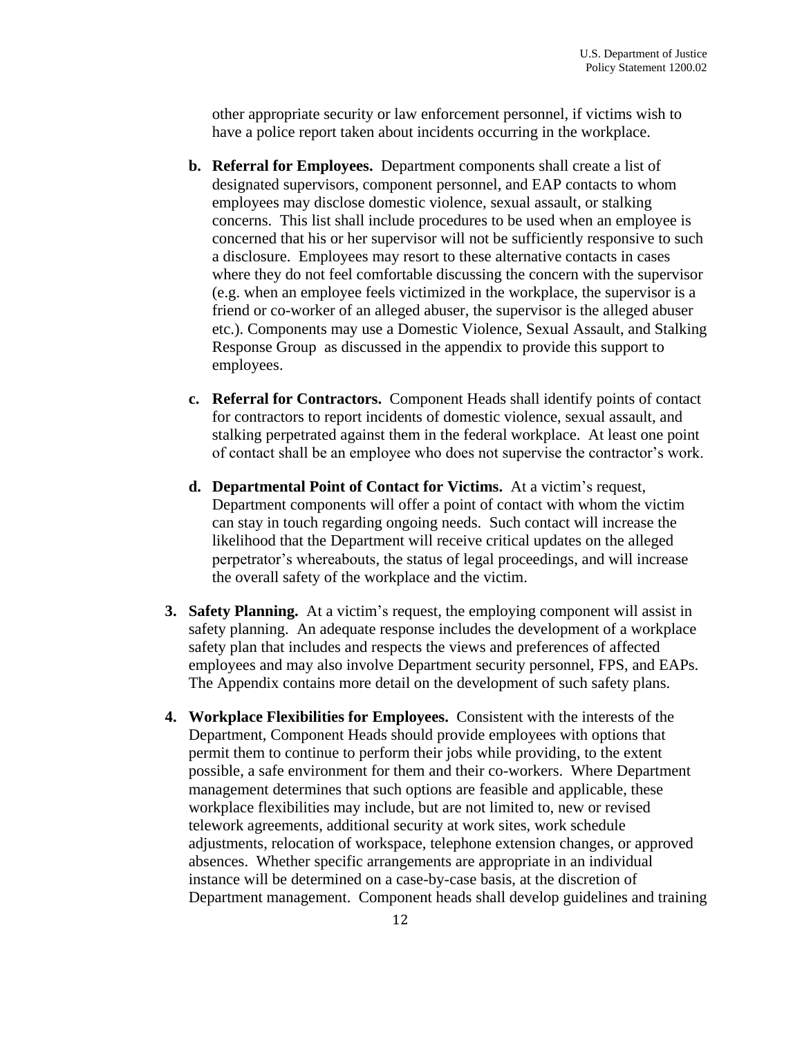other appropriate security or law enforcement personnel, if victims wish to have a police report taken about incidents occurring in the workplace.

b. **Referral for Employees.** Department components shall create a list of designated supervisors, component personnel, and EAP contacts to whom employees may disclose domestic violence, sexual assault, or stalking concerns. This list shall include procedures to be used when an employee is concerned that his or her supervisor will not be sufficiently responsive to such a disclosure. Employees may resort to these alternative contacts in cases where they do not feel comfortable discussing the concern with the supervisor (e.g. when an employee feels victimized in the workplace, the supervisor is a friend or co-worker of an alleged abuser, the supervisor is the alleged abuser etc.). Components may use a Domestic Violence, Sexual Assault, and Stalking Response Group as discussed in the appendix to provide this support to employees.

c. **Referral for Contractors.** Component Heads shall identify points of contact for contractors to report incidents of domestic violence, sexual assault, and stalking perpetrated against them in the federal workplace. At least one point of contact shall be an employee who does not supervise the contractor's work.

d. **Departmental Point of Contact for Victims.** At a victim's request, Department components will offer a point of contact with whom the victim can stay in touch regarding ongoing needs. Such contact will increase the likelihood that the Department will receive critical updates on the alleged perpetrator's whereabouts, the status of legal proceedings, and will increase the overall safety of the workplace and the victim.

3. **Safety Planning.** At a victim's request, the employing component will assist in safety planning. An adequate response includes the development of a workplace safety plan that includes and respects the views and preferences of affected employees and may also involve Department security personnel, FPS, and EAPs. The Appendix contains more detail on the development of such safety plans.

4. **Workplace Flexibilities for Employees.** Consistent with the interests of the Department, Component Heads should provide employees with options that permit them to continue to perform their jobs while providing, to the extent possible, a safe environment for them and their co-workers. Where Department management determines that such options are feasible and applicable, these workplace flexibilities may include, but are not limited to, new or revised telework agreements, additional security at work sites, work schedule adjustments, relocation of workspace, telephone extension changes, or approved absences. Whether specific arrangements are appropriate in an individual instance will be determined on a case-by-case basis, at the discretion of Department management. Component heads shall develop guidelines and training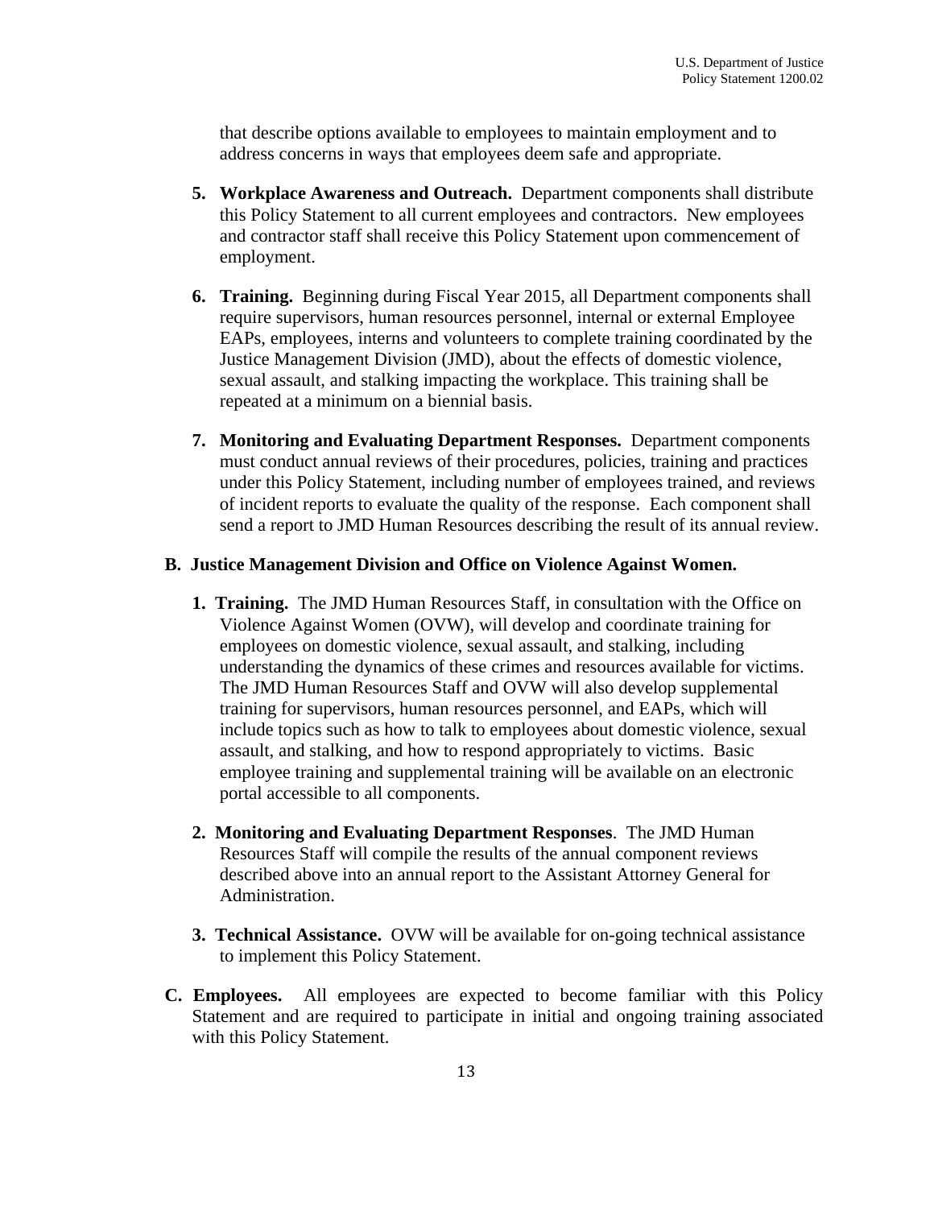that describe options available to employees to maintain employment and to address concerns in ways that employees deem safe and appropriate.

5. **Workplace Awareness and Outreach.** Department components shall distribute this Policy Statement to all current employees and contractors. New employees and contractor staff shall receive this Policy Statement upon commencement of employment.

6. **Training.** Beginning during Fiscal Year 2015, all Department components shall require supervisors, human resources personnel, internal or external Employee EAPs, employees, interns and volunteers to complete training coordinated by the Justice Management Division (JMD), about the effects of domestic violence, sexual assault, and stalking impacting the workplace. This training shall be repeated at a minimum on a biennial basis.

7. **Monitoring and Evaluating Department Responses.** Department components must conduct annual reviews of their procedures, policies, training and practices under this Policy Statement, including number of employees trained, and reviews of incident reports to evaluate the quality of the response. Each component shall send a report to JMD Human Resources describing the result of its annual review.

**B. Justice Management Division and Office on Violence Against Women.**

1. **Training.** The JMD Human Resources Staff, in consultation with the Office on Violence Against Women (OVW), will develop and coordinate training for employees on domestic violence, sexual assault, and stalking, including understanding the dynamics of these crimes and resources available for victims. The JMD Human Resources Staff and OVW will also develop supplemental training for supervisors, human resources personnel, and EAPs, which will include topics such as how to talk to employees about domestic violence, sexual assault, and stalking, and how to respond appropriately to victims. Basic employee training and supplemental training will be available on an electronic portal accessible to all components.

2. **Monitoring and Evaluating Department Responses**. The JMD Human Resources Staff will compile the results of the annual component reviews described above into an annual report to the Assistant Attorney General for Administration.

3. **Technical Assistance.** OVW will be available for on-going technical assistance to implement this Policy Statement.

**C. Employees.** All employees are expected to become familiar with this Policy Statement and are required to participate in initial and ongoing training associated with this Policy Statement.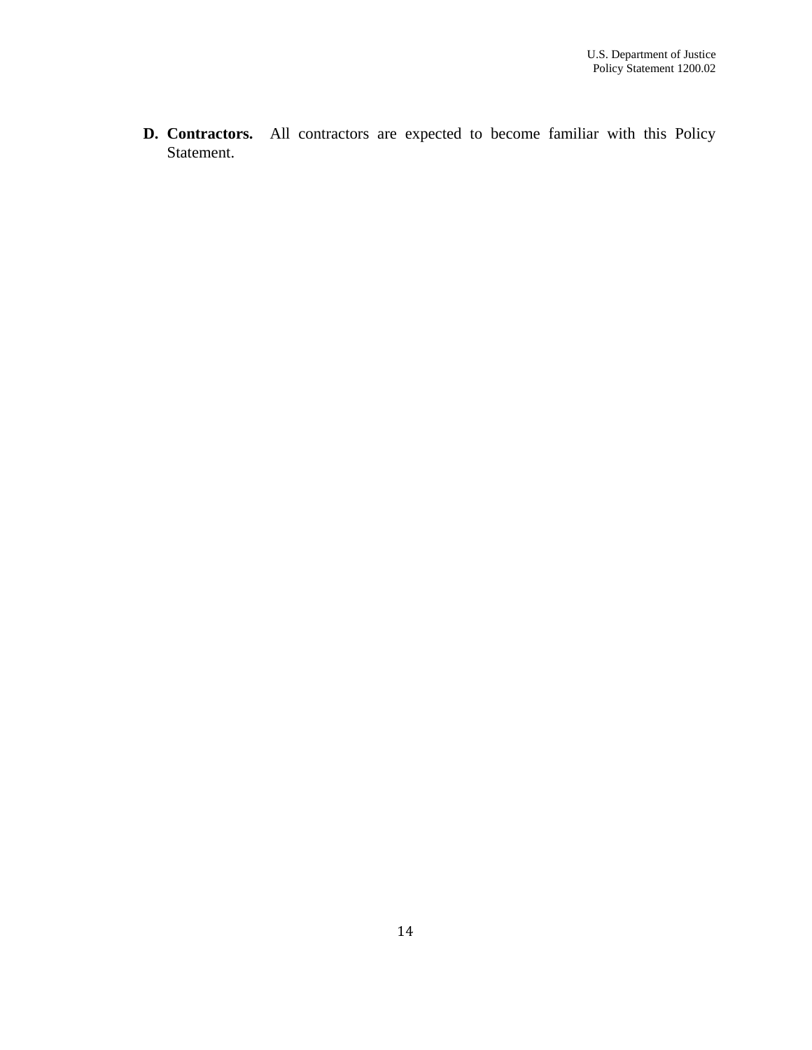D. **Contractors.** All contractors are expected to become familiar with this Policy Statement.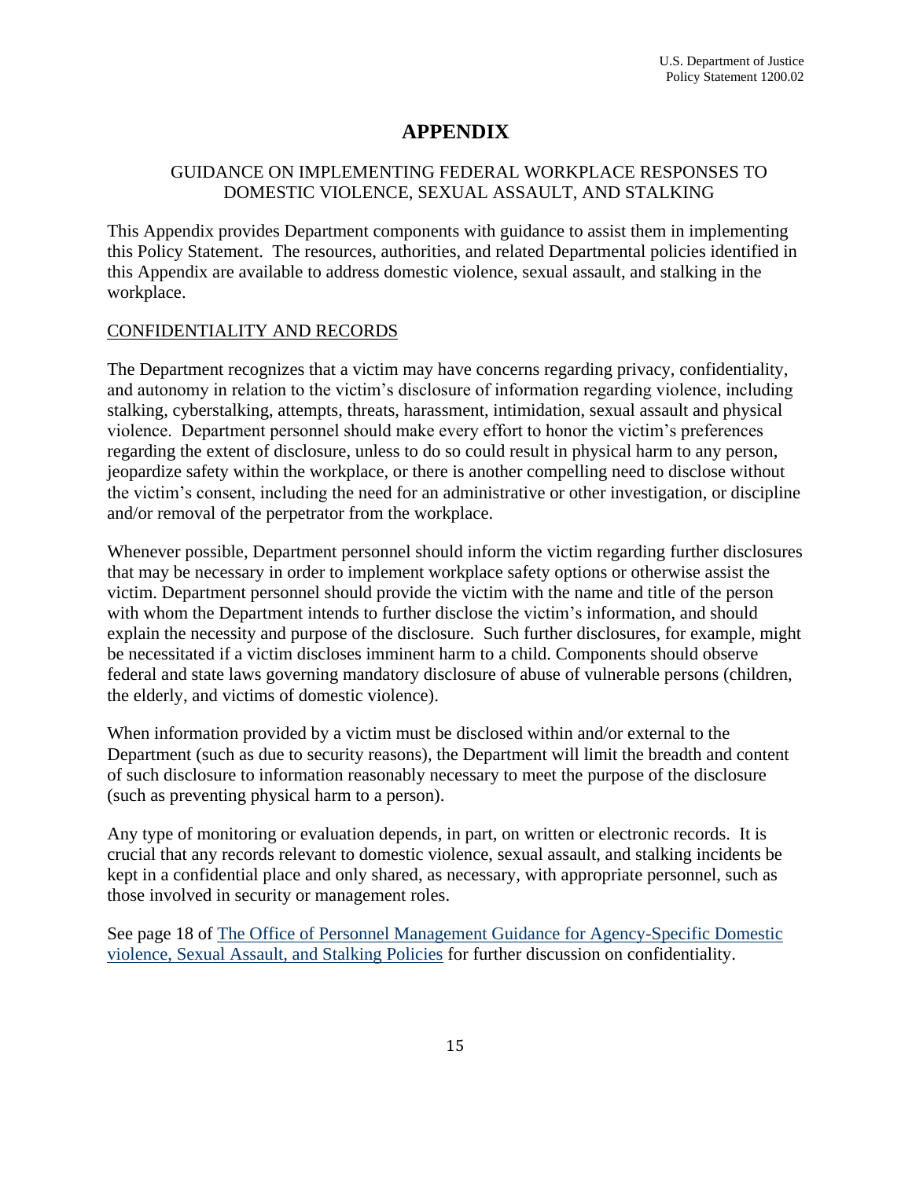# APPENDIX

## GUIDANCE ON IMPLEMENTING FEDERAL WORKPLACE RESPONSES TO DOMESTIC VIOLENCE, SEXUAL ASSAULT, AND STALKING

This Appendix provides Department components with guidance to assist them in implementing this Policy Statement. The resources, authorities, and related Departmental policies identified in this Appendix are available to address domestic violence, sexual assault, and stalking in the workplace.

### CONFIDENTIALITY AND RECORDS

The Department recognizes that a victim may have concerns regarding privacy, confidentiality, and autonomy in relation to the victim's disclosure of information regarding violence, including stalking, cyberstalking, attempts, threats, harassment, intimidation, sexual assault and physical violence. Department personnel should make every effort to honor the victim's preferences regarding the extent of disclosure, unless to do so could result in physical harm to any person, jeopardize safety within the workplace, or there is another compelling need to disclose without the victim's consent, including the need for an administrative or other investigation, or discipline and/or removal of the perpetrator from the workplace.

Whenever possible, Department personnel should inform the victim regarding further disclosures that may be necessary in order to implement workplace safety options or otherwise assist the victim. Department personnel should provide the victim with the name and title of the person with whom the Department intends to further disclose the victim's information, and should explain the necessity and purpose of the disclosure. Such further disclosures, for example, might be necessitated if a victim discloses imminent harm to a child. Components should observe federal and state laws governing mandatory disclosure of abuse of vulnerable persons (children, the elderly, and victims of domestic violence).

When information provided by a victim must be disclosed within and/or external to the Department (such as due to security reasons), the Department will limit the breadth and content of such disclosure to information reasonably necessary to meet the purpose of the disclosure (such as preventing physical harm to a person).

Any type of monitoring or evaluation depends, in part, on written or electronic records. It is crucial that any records relevant to domestic violence, sexual assault, and stalking incidents be kept in a confidential place and only shared, as necessary, with appropriate personnel, such as those involved in security or management roles.

See page 18 of The Office of Personnel Management Guidance for Agency-Specific Domestic violence, Sexual Assault, and Stalking Policies for further discussion on confidentiality.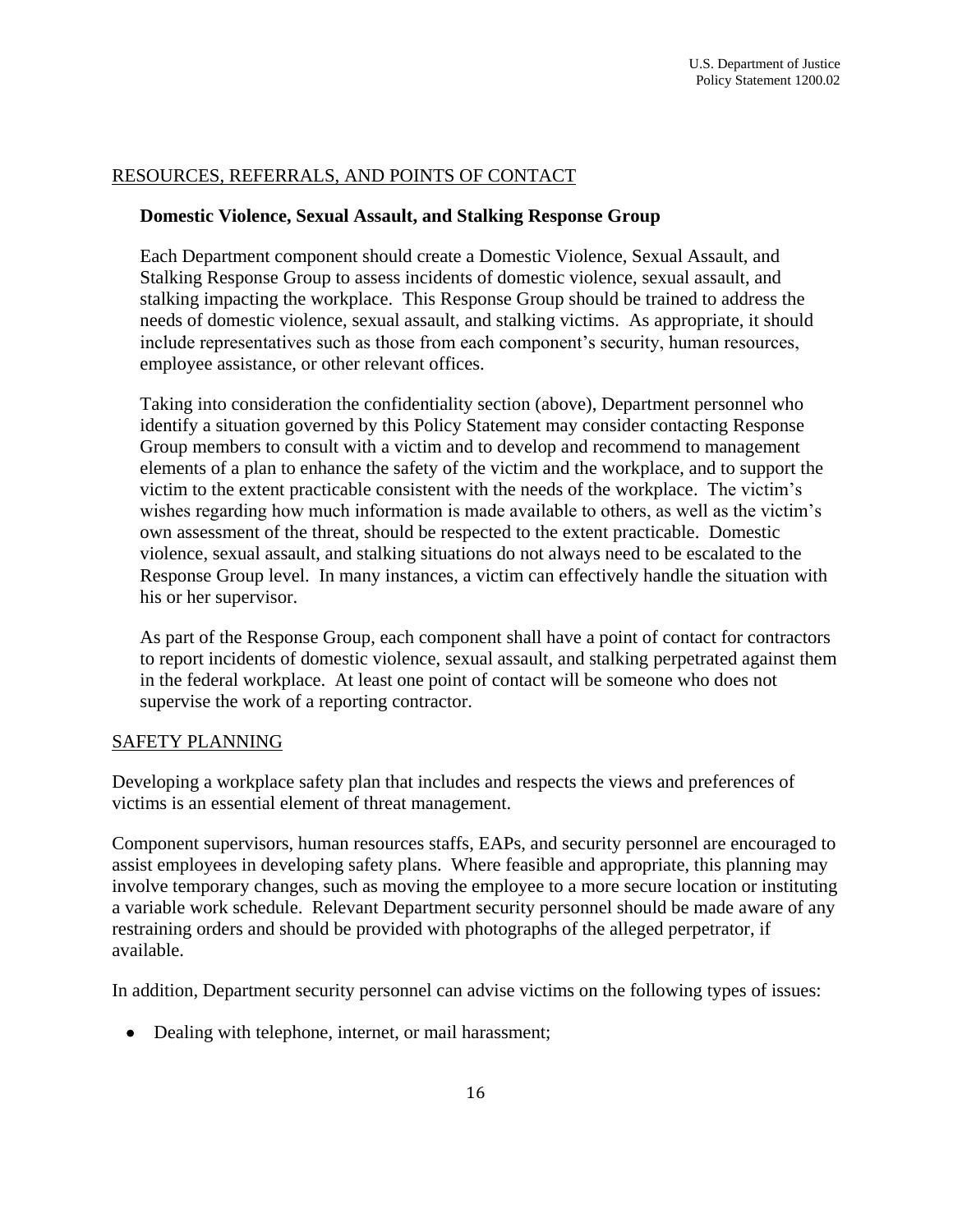## RESOURCES, REFERRALS, AND POINTS OF CONTACT

### Domestic Violence, Sexual Assault, and Stalking Response Group

Each Department component should create a Domestic Violence, Sexual Assault, and Stalking Response Group to assess incidents of domestic violence, sexual assault, and stalking impacting the workplace. This Response Group should be trained to address the needs of domestic violence, sexual assault, and stalking victims. As appropriate, it should include representatives such as those from each component's security, human resources, employee assistance, or other relevant offices.

Taking into consideration the confidentiality section (above), Department personnel who identify a situation governed by this Policy Statement may consider contacting Response Group members to consult with a victim and to develop and recommend to management elements of a plan to enhance the safety of the victim and the workplace, and to support the victim to the extent practicable consistent with the needs of the workplace. The victim's wishes regarding how much information is made available to others, as well as the victim's own assessment of the threat, should be respected to the extent practicable. Domestic violence, sexual assault, and stalking situations do not always need to be escalated to the Response Group level. In many instances, a victim can effectively handle the situation with his or her supervisor.

As part of the Response Group, each component shall have a point of contact for contractors to report incidents of domestic violence, sexual assault, and stalking perpetrated against them in the federal workplace. At least one point of contact will be someone who does not supervise the work of a reporting contractor.

## SAFETY PLANNING

Developing a workplace safety plan that includes and respects the views and preferences of victims is an essential element of threat management.

Component supervisors, human resources staffs, EAPs, and security personnel are encouraged to assist employees in developing safety plans. Where feasible and appropriate, this planning may involve temporary changes, such as moving the employee to a more secure location or instituting a variable work schedule. Relevant Department security personnel should be made aware of any restraining orders and should be provided with photographs of the alleged perpetrator, if available.

In addition, Department security personnel can advise victims on the following types of issues:

- Dealing with telephone, internet, or mail harassment;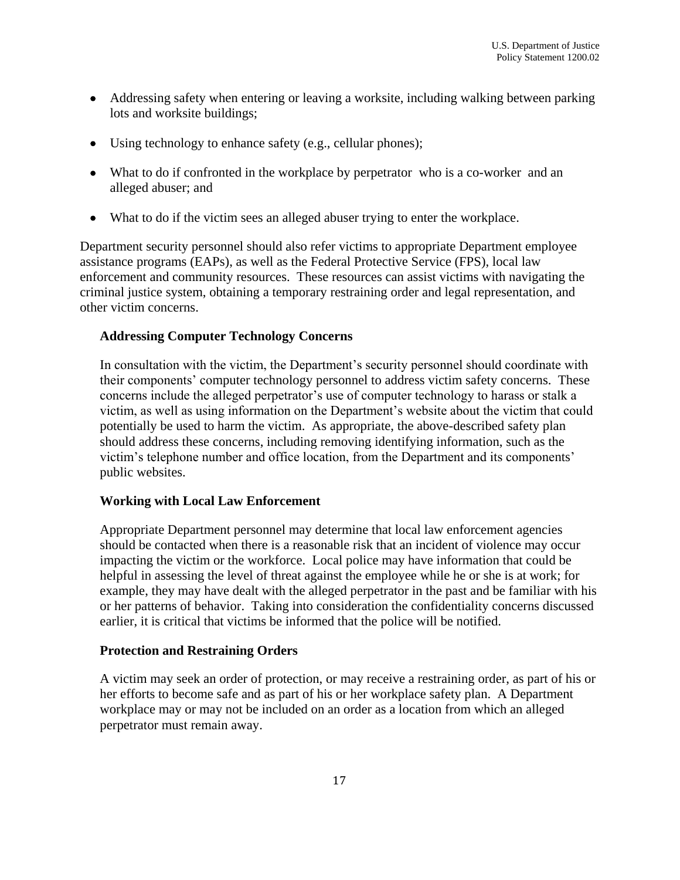- Addressing safety when entering or leaving a worksite, including walking between parking lots and worksite buildings;
- Using technology to enhance safety (e.g., cellular phones);
- What to do if confronted in the workplace by perpetrator who is a co-worker and an alleged abuser; and
- What to do if the victim sees an alleged abuser trying to enter the workplace.

Department security personnel should also refer victims to appropriate Department employee assistance programs (EAPs), as well as the Federal Protective Service (FPS), local law enforcement and community resources. These resources can assist victims with navigating the criminal justice system, obtaining a temporary restraining order and legal representation, and other victim concerns.

**Addressing Computer Technology Concerns**

In consultation with the victim, the Department's security personnel should coordinate with their components' computer technology personnel to address victim safety concerns. These concerns include the alleged perpetrator's use of computer technology to harass or stalk a victim, as well as using information on the Department's website about the victim that could potentially be used to harm the victim. As appropriate, the above-described safety plan should address these concerns, including removing identifying information, such as the victim's telephone number and office location, from the Department and its components' public websites.

**Working with Local Law Enforcement**

Appropriate Department personnel may determine that local law enforcement agencies should be contacted when there is a reasonable risk that an incident of violence may occur impacting the victim or the workforce. Local police may have information that could be helpful in assessing the level of threat against the employee while he or she is at work; for example, they may have dealt with the alleged perpetrator in the past and be familiar with his or her patterns of behavior. Taking into consideration the confidentiality concerns discussed earlier, it is critical that victims be informed that the police will be notified.

**Protection and Restraining Orders**

A victim may seek an order of protection, or may receive a restraining order, as part of his or her efforts to become safe and as part of his or her workplace safety plan. A Department workplace may or may not be included on an order as a location from which an alleged perpetrator must remain away.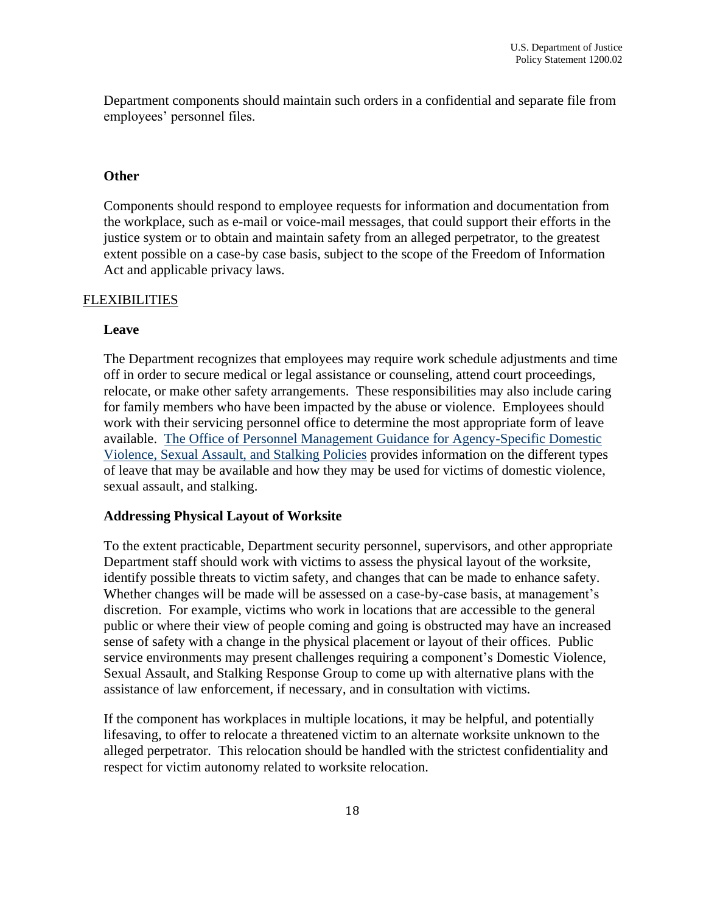Department components should maintain such orders in a confidential and separate file from employees' personnel files.

### Other

Components should respond to employee requests for information and documentation from the workplace, such as e-mail or voice-mail messages, that could support their efforts in the justice system or to obtain and maintain safety from an alleged perpetrator, to the greatest extent possible on a case-by case basis, subject to the scope of the Freedom of Information Act and applicable privacy laws.

## FLEXIBILITIES

### Leave

The Department recognizes that employees may require work schedule adjustments and time off in order to secure medical or legal assistance or counseling, attend court proceedings, relocate, or make other safety arrangements. These responsibilities may also include caring for family members who have been impacted by the abuse or violence. Employees should work with their servicing personnel office to determine the most appropriate form of leave available. The Office of Personnel Management Guidance for Agency-Specific Domestic Violence, Sexual Assault, and Stalking Policies provides information on the different types of leave that may be available and how they may be used for victims of domestic violence, sexual assault, and stalking.

### Addressing Physical Layout of Worksite

To the extent practicable, Department security personnel, supervisors, and other appropriate Department staff should work with victims to assess the physical layout of the worksite, identify possible threats to victim safety, and changes that can be made to enhance safety. Whether changes will be made will be assessed on a case-by-case basis, at management's discretion. For example, victims who work in locations that are accessible to the general public or where their view of people coming and going is obstructed may have an increased sense of safety with a change in the physical placement or layout of their offices. Public service environments may present challenges requiring a component's Domestic Violence, Sexual Assault, and Stalking Response Group to come up with alternative plans with the assistance of law enforcement, if necessary, and in consultation with victims.

If the component has workplaces in multiple locations, it may be helpful, and potentially lifesaving, to offer to relocate a threatened victim to an alternate worksite unknown to the alleged perpetrator. This relocation should be handled with the strictest confidentiality and respect for victim autonomy related to worksite relocation.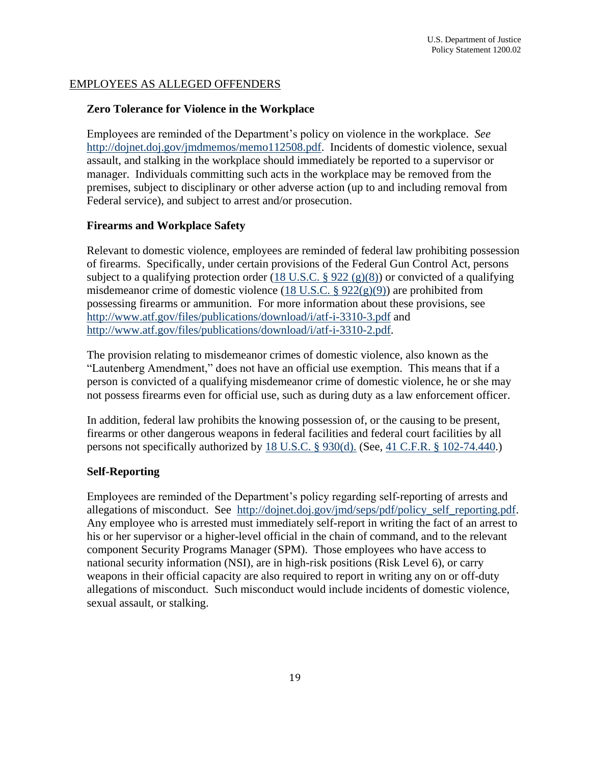EMPLOYEES AS ALLEGED OFFENDERS

### Zero Tolerance for Violence in the Workplace

Employees are reminded of the Department's policy on violence in the workplace. *See* http://dojnet.doj.gov/jmdmemos/memo112508.pdf. Incidents of domestic violence, sexual assault, and stalking in the workplace should immediately be reported to a supervisor or manager. Individuals committing such acts in the workplace may be removed from the premises, subject to disciplinary or other adverse action (up to and including removal from Federal service), and subject to arrest and/or prosecution.

### Firearms and Workplace Safety

Relevant to domestic violence, employees are reminded of federal law prohibiting possession of firearms. Specifically, under certain provisions of the Federal Gun Control Act, persons subject to a qualifying protection order (18 U.S.C. § 922 (g)(8)) or convicted of a qualifying misdemeanor crime of domestic violence (18 U.S.C. § 922(g)(9)) are prohibited from possessing firearms or ammunition. For more information about these provisions, see http://www.atf.gov/files/publications/download/i/atf-i-3310-3.pdf and http://www.atf.gov/files/publications/download/i/atf-i-3310-2.pdf.

The provision relating to misdemeanor crimes of domestic violence, also known as the "Lautenberg Amendment," does not have an official use exemption. This means that if a person is convicted of a qualifying misdemeanor crime of domestic violence, he or she may not possess firearms even for official use, such as during duty as a law enforcement officer.

In addition, federal law prohibits the knowing possession of, or the causing to be present, firearms or other dangerous weapons in federal facilities and federal court facilities by all persons not specifically authorized by 18 U.S.C. § 930(d). (See, 41 C.F.R. § 102-74.440.)

### Self-Reporting

Employees are reminded of the Department's policy regarding self-reporting of arrests and allegations of misconduct. See http://dojnet.doj.gov/jmd/seps/pdf/policy_self_reporting.pdf. Any employee who is arrested must immediately self-report in writing the fact of an arrest to his or her supervisor or a higher-level official in the chain of command, and to the relevant component Security Programs Manager (SPM). Those employees who have access to national security information (NSI), are in high-risk positions (Risk Level 6), or carry weapons in their official capacity are also required to report in writing any on or off-duty allegations of misconduct. Such misconduct would include incidents of domestic violence, sexual assault, or stalking.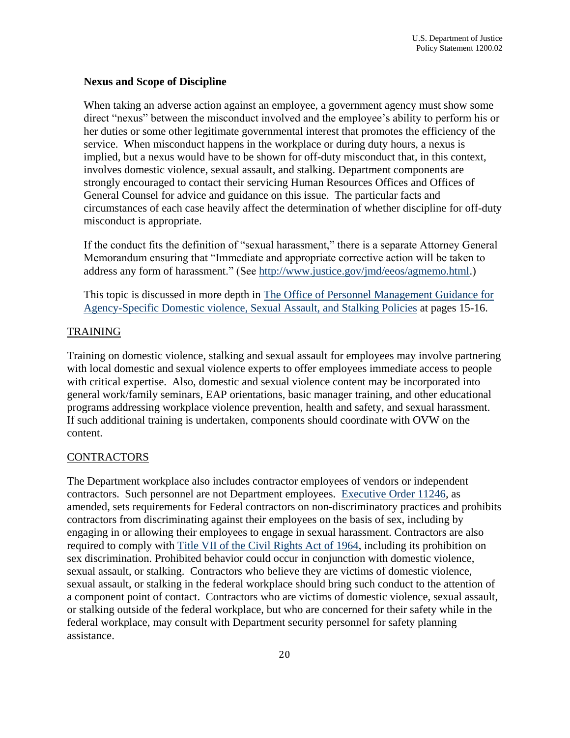### Nexus and Scope of Discipline

When taking an adverse action against an employee, a government agency must show some direct "nexus" between the misconduct involved and the employee's ability to perform his or her duties or some other legitimate governmental interest that promotes the efficiency of the service. When misconduct happens in the workplace or during duty hours, a nexus is implied, but a nexus would have to be shown for off-duty misconduct that, in this context, involves domestic violence, sexual assault, and stalking. Department components are strongly encouraged to contact their servicing Human Resources Offices and Offices of General Counsel for advice and guidance on this issue. The particular facts and circumstances of each case heavily affect the determination of whether discipline for off-duty misconduct is appropriate.

If the conduct fits the definition of "sexual harassment," there is a separate Attorney General Memorandum ensuring that "Immediate and appropriate corrective action will be taken to address any form of harassment." (See http://www.justice.gov/jmd/eeos/agmemo.html.)

This topic is discussed in more depth in The Office of Personnel Management Guidance for Agency-Specific Domestic violence, Sexual Assault, and Stalking Policies at pages 15-16.

## TRAINING

Training on domestic violence, stalking and sexual assault for employees may involve partnering with local domestic and sexual violence experts to offer employees immediate access to people with critical expertise. Also, domestic and sexual violence content may be incorporated into general work/family seminars, EAP orientations, basic manager training, and other educational programs addressing workplace violence prevention, health and safety, and sexual harassment. If such additional training is undertaken, components should coordinate with OVW on the content.

## CONTRACTORS

The Department workplace also includes contractor employees of vendors or independent contractors. Such personnel are not Department employees. Executive Order 11246, as amended, sets requirements for Federal contractors on non-discriminatory practices and prohibits contractors from discriminating against their employees on the basis of sex, including by engaging in or allowing their employees to engage in sexual harassment. Contractors are also required to comply with Title VII of the Civil Rights Act of 1964, including its prohibition on sex discrimination. Prohibited behavior could occur in conjunction with domestic violence, sexual assault, or stalking. Contractors who believe they are victims of domestic violence, sexual assault, or stalking in the federal workplace should bring such conduct to the attention of a component point of contact. Contractors who are victims of domestic violence, sexual assault, or stalking outside of the federal workplace, but who are concerned for their safety while in the federal workplace, may consult with Department security personnel for safety planning assistance.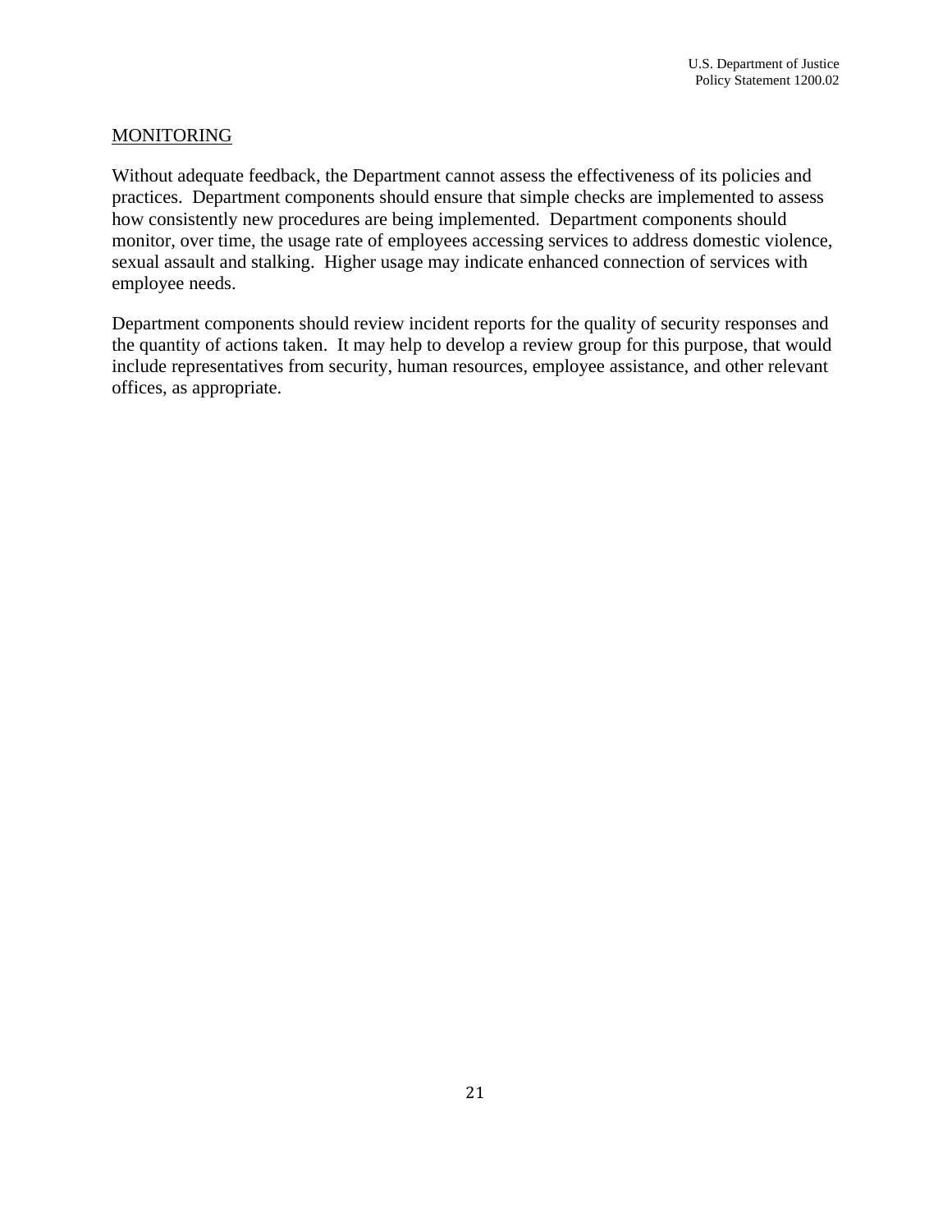## MONITORING

Without adequate feedback, the Department cannot assess the effectiveness of its policies and practices. Department components should ensure that simple checks are implemented to assess how consistently new procedures are being implemented. Department components should monitor, over time, the usage rate of employees accessing services to address domestic violence, sexual assault and stalking. Higher usage may indicate enhanced connection of services with employee needs.

Department components should review incident reports for the quality of security responses and the quantity of actions taken. It may help to develop a review group for this purpose, that would include representatives from security, human resources, employee assistance, and other relevant offices, as appropriate.